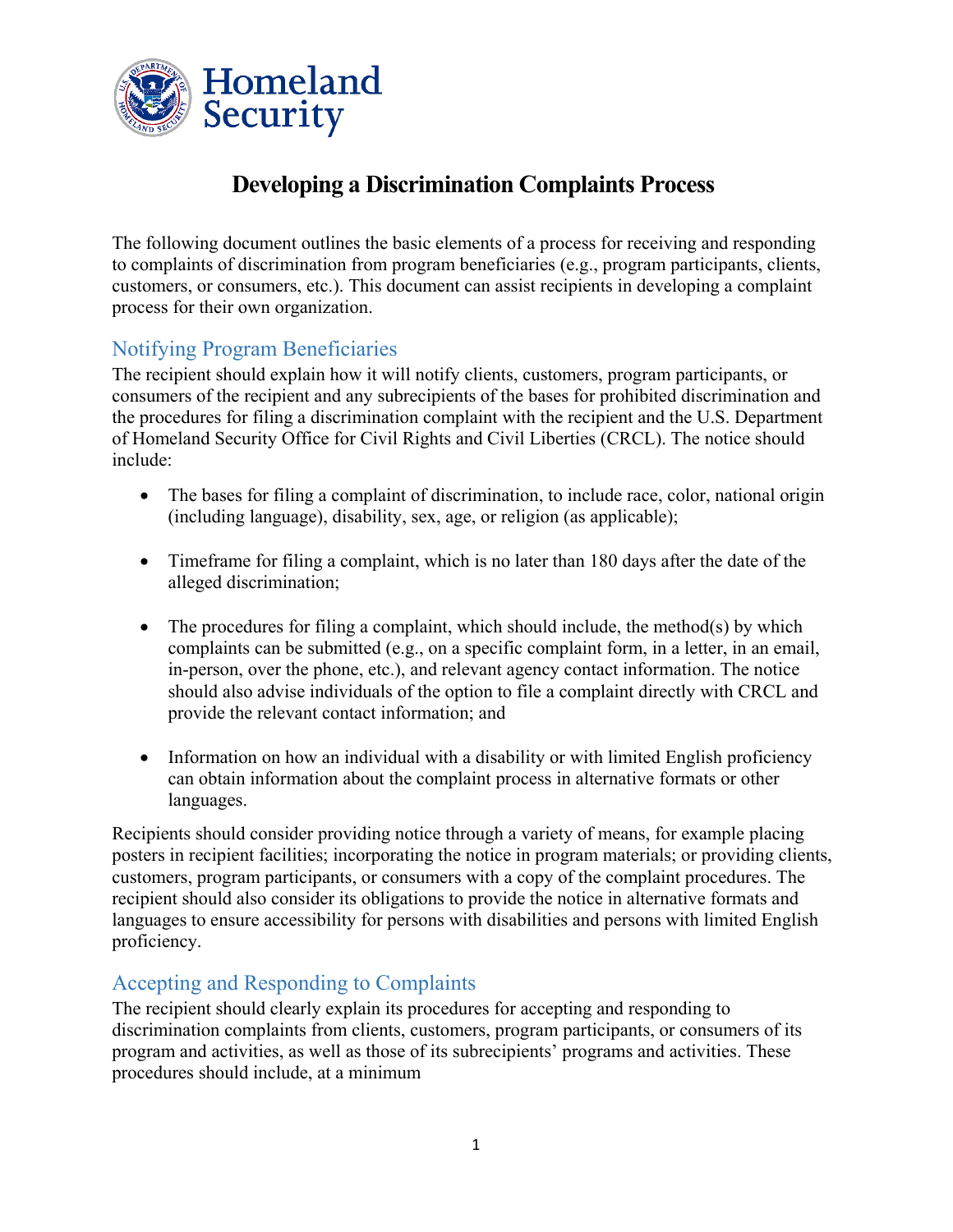Homeland Security

# Developing a Discrimination Complaints Process

The following document outlines the basic elements of a process for receiving and responding to complaints of discrimination from program beneficiaries (e.g., program participants, clients, customers, or consumers, etc.). This document can assist recipients in developing a complaint process for their own organization.

## Notifying Program Beneficiaries

The recipient should explain how it will notify clients, customers, program participants, or consumers of the recipient and any subrecipients of the bases for prohibited discrimination and the procedures for filing a discrimination complaint with the recipient and the U.S. Department of Homeland Security Office for Civil Rights and Civil Liberties (CRCL). The notice should include:

- The bases for filing a complaint of discrimination, to include race, color, national origin (including language), disability, sex, age, or religion (as applicable);
- Timeframe for filing a complaint, which is no later than 180 days after the date of the alleged discrimination;
- The procedures for filing a complaint, which should include, the method(s) by which complaints can be submitted (e.g., on a specific complaint form, in a letter, in an email, in-person, over the phone, etc.), and relevant agency contact information. The notice should also advise individuals of the option to file a complaint directly with CRCL and provide the relevant contact information; and
- Information on how an individual with a disability or with limited English proficiency can obtain information about the complaint process in alternative formats or other languages.

Recipients should consider providing notice through a variety of means, for example placing posters in recipient facilities; incorporating the notice in program materials; or providing clients, customers, program participants, or consumers with a copy of the complaint procedures. The recipient should also consider its obligations to provide the notice in alternative formats and languages to ensure accessibility for persons with disabilities and persons with limited English proficiency.

## Accepting and Responding to Complaints

The recipient should clearly explain its procedures for accepting and responding to discrimination complaints from clients, customers, program participants, or consumers of its program and activities, as well as those of its subrecipients' programs and activities. These procedures should include, at a minimum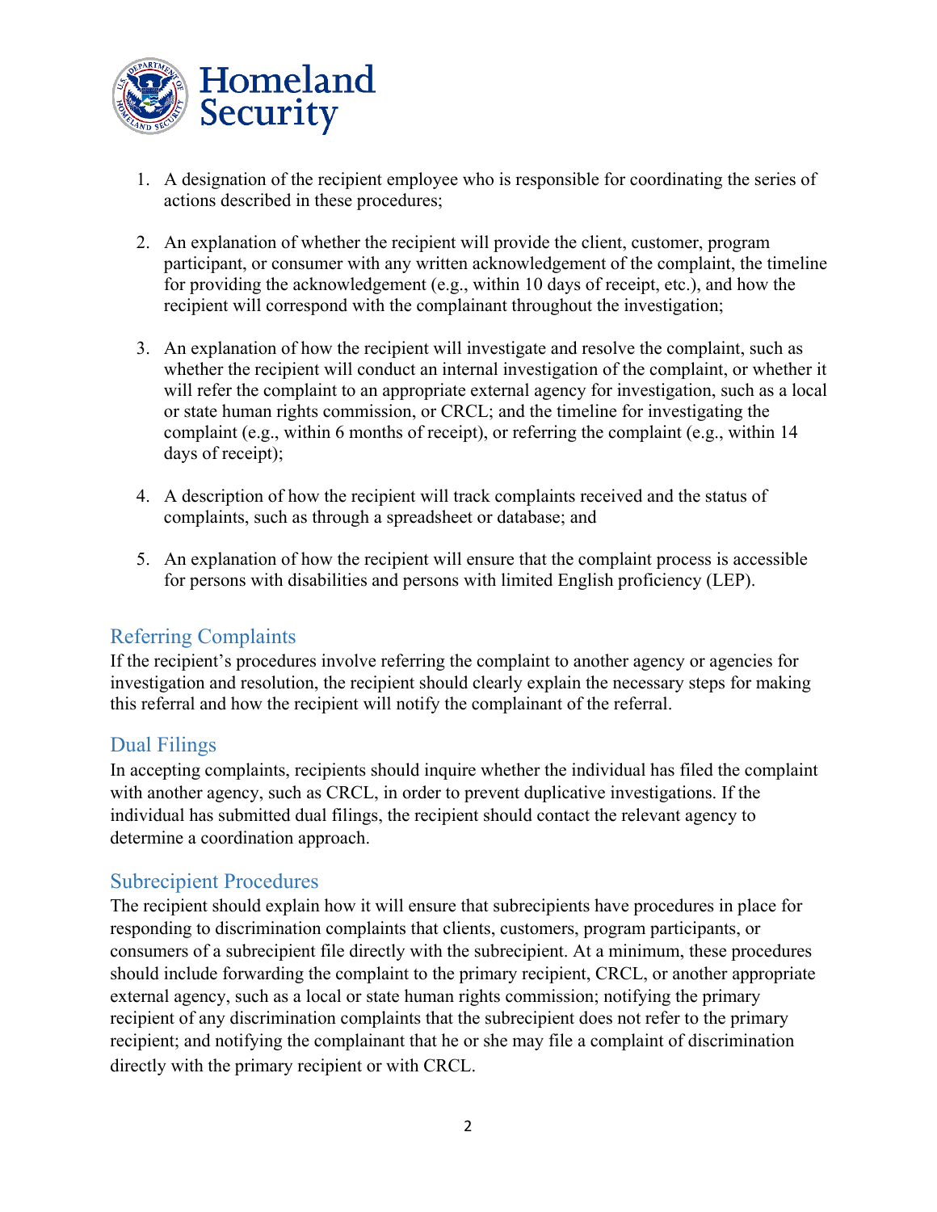1. A designation of the recipient employee who is responsible for coordinating the series of actions described in these procedures;

2. An explanation of whether the recipient will provide the client, customer, program participant, or consumer with any written acknowledgement of the complaint, the timeline for providing the acknowledgement (e.g., within 10 days of receipt, etc.), and how the recipient will correspond with the complainant throughout the investigation;

3. An explanation of how the recipient will investigate and resolve the complaint, such as whether the recipient will conduct an internal investigation of the complaint, or whether it will refer the complaint to an appropriate external agency for investigation, such as a local or state human rights commission, or CRCL; and the timeline for investigating the complaint (e.g., within 6 months of receipt), or referring the complaint (e.g., within 14 days of receipt);

4. A description of how the recipient will track complaints received and the status of complaints, such as through a spreadsheet or database; and

5. An explanation of how the recipient will ensure that the complaint process is accessible for persons with disabilities and persons with limited English proficiency (LEP).

## Referring Complaints

If the recipient's procedures involve referring the complaint to another agency or agencies for investigation and resolution, the recipient should clearly explain the necessary steps for making this referral and how the recipient will notify the complainant of the referral.

## Dual Filings

In accepting complaints, recipients should inquire whether the individual has filed the complaint with another agency, such as CRCL, in order to prevent duplicative investigations. If the individual has submitted dual filings, the recipient should contact the relevant agency to determine a coordination approach.

## Subrecipient Procedures

The recipient should explain how it will ensure that subrecipients have procedures in place for responding to discrimination complaints that clients, customers, program participants, or consumers of a subrecipient file directly with the subrecipient. At a minimum, these procedures should include forwarding the complaint to the primary recipient, CRCL, or another appropriate external agency, such as a local or state human rights commission; notifying the primary recipient of any discrimination complaints that the subrecipient does not refer to the primary recipient; and notifying the complainant that he or she may file a complaint of discrimination directly with the primary recipient or with CRCL.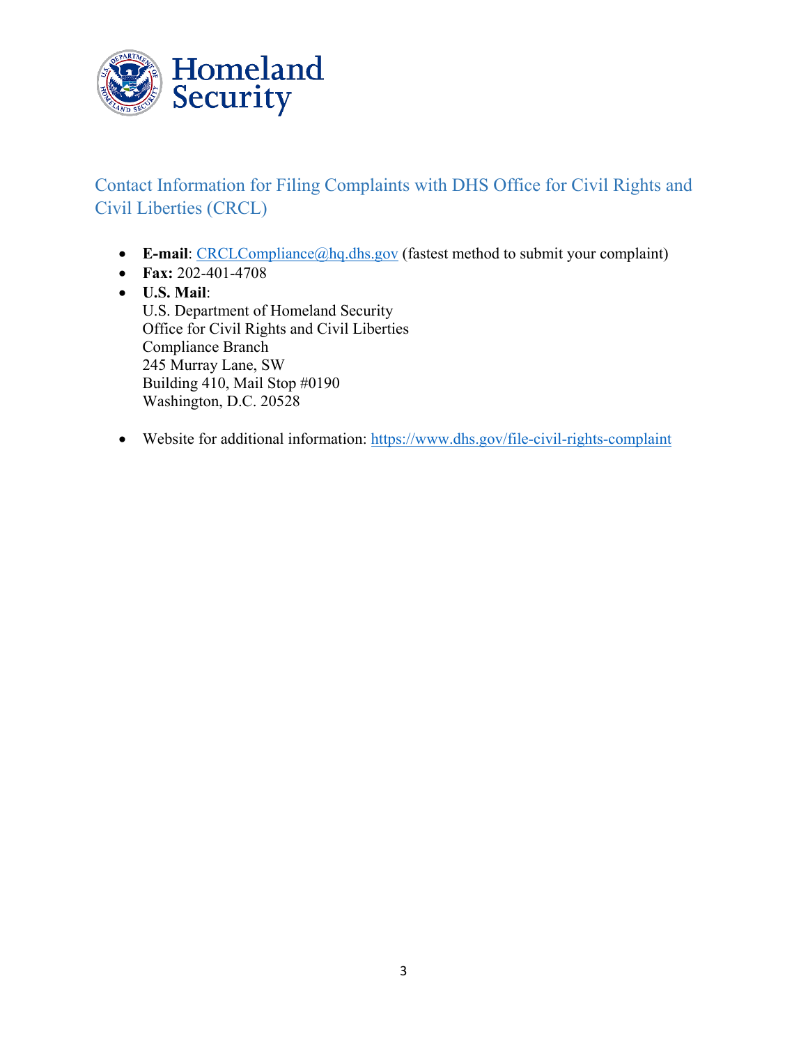## Contact Information for Filing Complaints with DHS Office for Civil Rights and Civil Liberties (CRCL)

- **E-mail**: CRCLCompliance@hq.dhs.gov (fastest method to submit your complaint)
- **Fax:** 202-401-4708
- **U.S. Mail**:
  U.S. Department of Homeland Security
  Office for Civil Rights and Civil Liberties
  Compliance Branch
  245 Murray Lane, SW
  Building 410, Mail Stop #0190
  Washington, D.C. 20528

- Website for additional information: https://www.dhs.gov/file-civil-rights-complaint